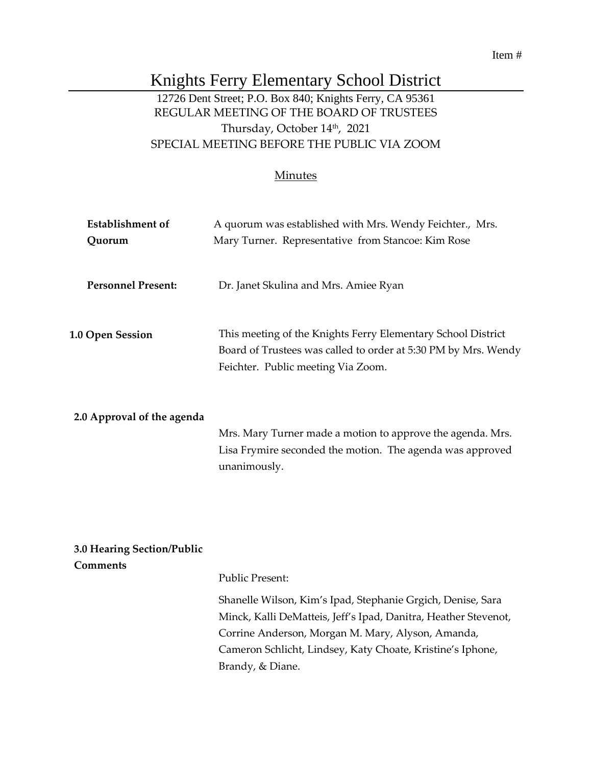Item #

# Knights Ferry Elementary School District

12726 Dent Street; P.O. Box 840; Knights Ferry, CA 95361
REGULAR MEETING OF THE BOARD OF TRUSTEES
Thursday, October 14th, 2021
SPECIAL MEETING BEFORE THE PUBLIC VIA ZOOM

## Minutes

**Establishment of Quorum**

A quorum was established with Mrs. Wendy Feichter., Mrs. Mary Turner. Representative from Stancoe: Kim Rose

**Personnel Present:**

Dr. Janet Skulina and Mrs. Amiee Ryan

**1.0 Open Session**

This meeting of the Knights Ferry Elementary School District Board of Trustees was called to order at 5:30 PM by Mrs. Wendy Feichter. Public meeting Via Zoom.

**2.0 Approval of the agenda**

Mrs. Mary Turner made a motion to approve the agenda. Mrs. Lisa Frymire seconded the motion. The agenda was approved unanimously.

**3.0 Hearing Section/Public Comments**

Public Present:

Shanelle Wilson, Kim's Ipad, Stephanie Grgich, Denise, Sara Minck, Kalli DeMatteis, Jeff's Ipad, Danitra, Heather Stevenot, Corrine Anderson, Morgan M. Mary, Alyson, Amanda, Cameron Schlicht, Lindsey, Katy Choate, Kristine's Iphone, Brandy, & Diane.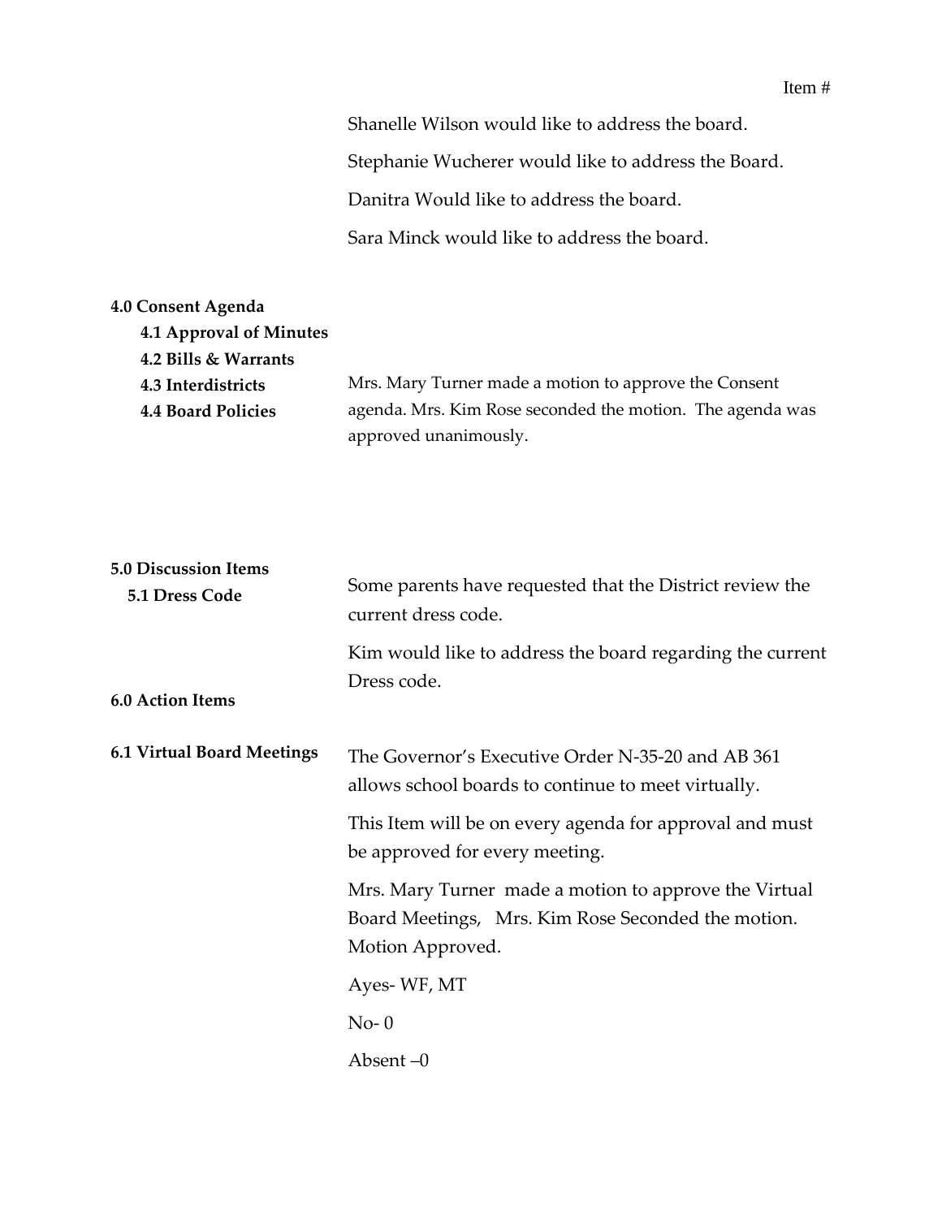Item #

Shanelle Wilson would like to address the board.

Stephanie Wucherer would like to address the Board.

Danitra Would like to address the board.

Sara Minck would like to address the board.

**4.0 Consent Agenda**

**4.1 Approval of Minutes**

**4.2 Bills & Warrants**

**4.3 Interdistricts**

**4.4 Board Policies**

Mrs. Mary Turner made a motion to approve the Consent agenda. Mrs. Kim Rose seconded the motion. The agenda was approved unanimously.

**5.0 Discussion Items**

**5.1 Dress Code**

Some parents have requested that the District review the current dress code.

Kim would like to address the board regarding the current Dress code.

**6.0 Action Items**

**6.1 Virtual Board Meetings**

The Governor's Executive Order N-35-20 and AB 361 allows school boards to continue to meet virtually.

This Item will be on every agenda for approval and must be approved for every meeting.

Mrs. Mary Turner made a motion to approve the Virtual Board Meetings, Mrs. Kim Rose Seconded the motion. Motion Approved.

Ayes- WF, MT

No- 0

Absent –0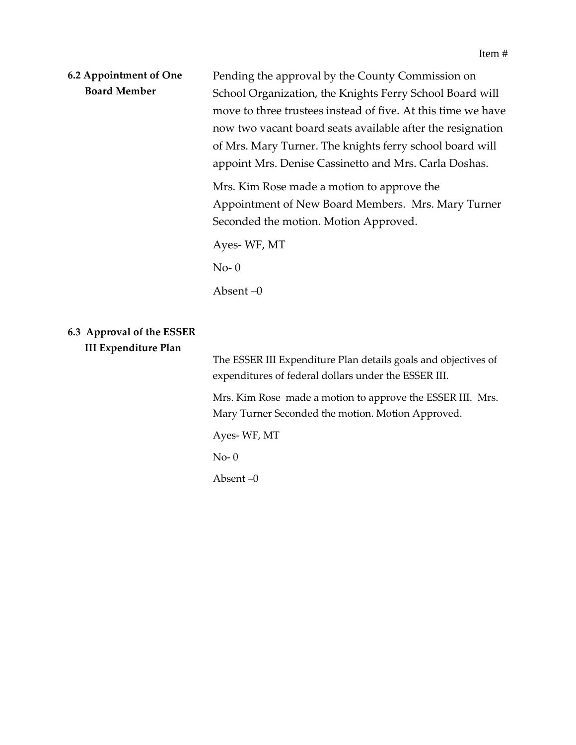Item #

**6.2 Appointment of One Board Member**

Pending the approval by the County Commission on School Organization, the Knights Ferry School Board will move to three trustees instead of five. At this time we have now two vacant board seats available after the resignation of Mrs. Mary Turner. The knights ferry school board will appoint Mrs. Denise Cassinetto and Mrs. Carla Doshas.

Mrs. Kim Rose made a motion to approve the Appointment of New Board Members. Mrs. Mary Turner Seconded the motion. Motion Approved.

Ayes- WF, MT

No- 0

Absent –0

**6.3 Approval of the ESSER III Expenditure Plan**

The ESSER III Expenditure Plan details goals and objectives of expenditures of federal dollars under the ESSER III.

Mrs. Kim Rose made a motion to approve the ESSER III. Mrs. Mary Turner Seconded the motion. Motion Approved.

Ayes- WF, MT

No- 0

Absent –0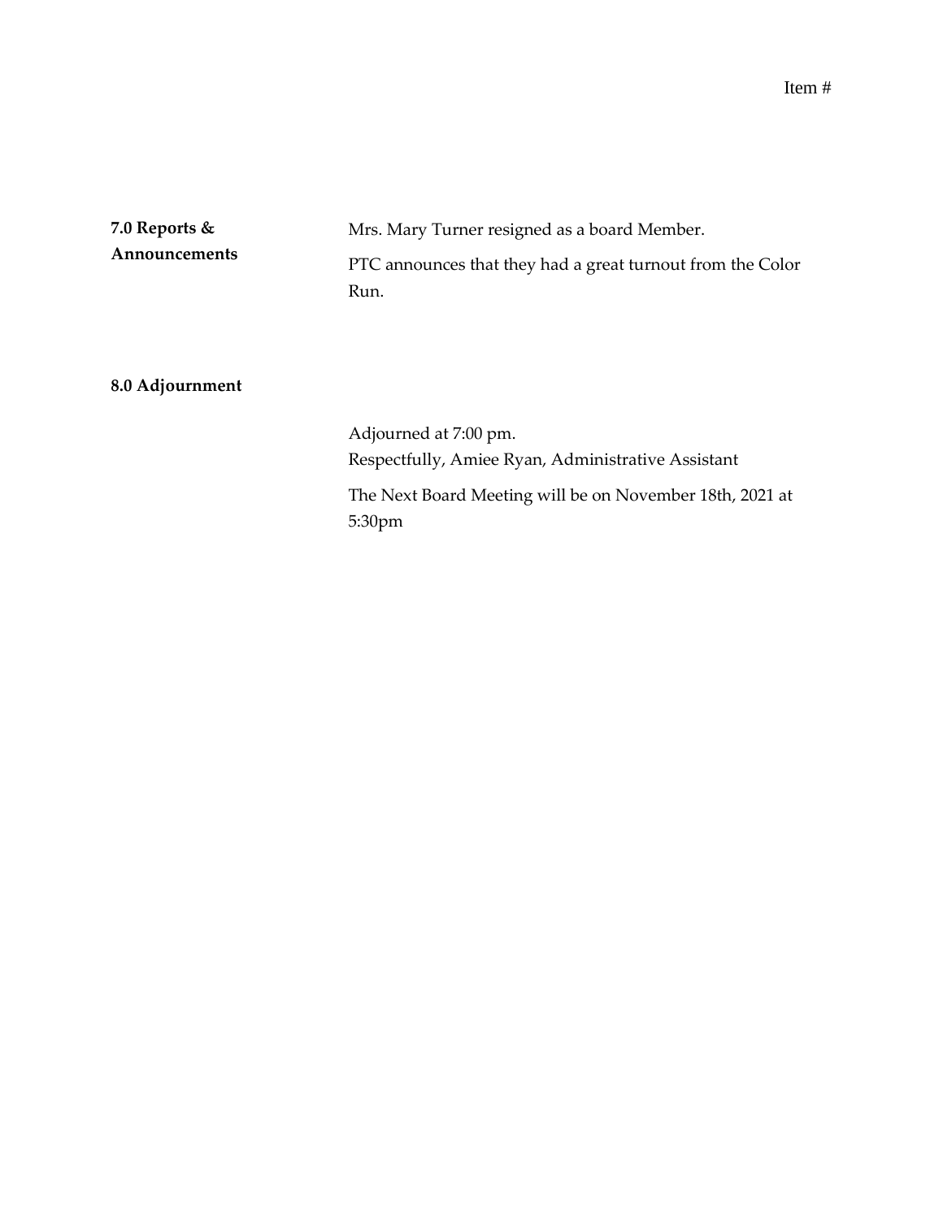Item #

**7.0 Reports & Announcements**

Mrs. Mary Turner resigned as a board Member.

PTC announces that they had a great turnout from the Color Run.

**8.0 Adjournment**

Adjourned at 7:00 pm.
Respectfully, Amiee Ryan, Administrative Assistant

The Next Board Meeting will be on November 18th, 2021 at 5:30pm